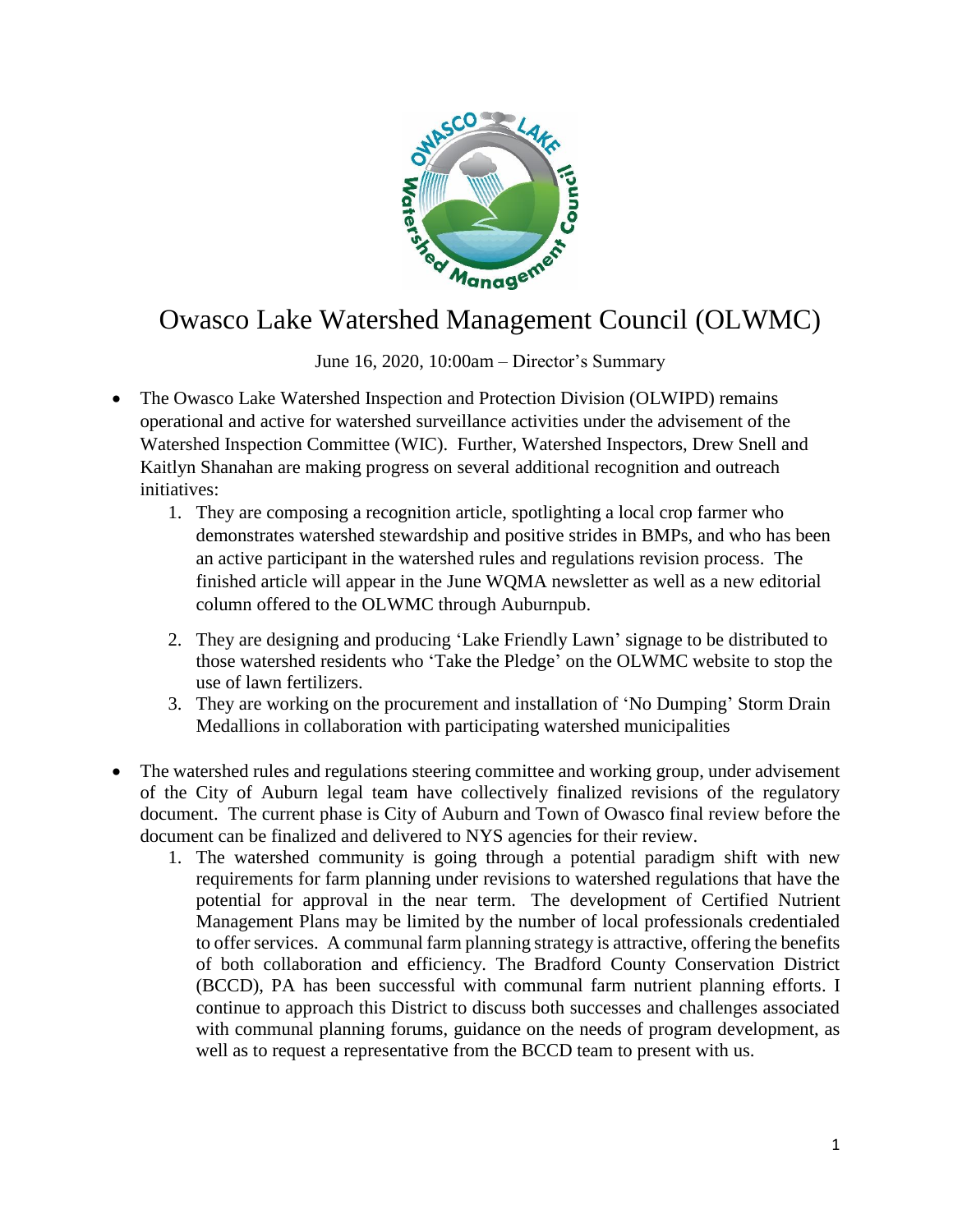# Owasco Lake Watershed Management Council (OLWMC)

June 16, 2020, 10:00am – Director's Summary

- The Owasco Lake Watershed Inspection and Protection Division (OLWIPD) remains operational and active for watershed surveillance activities under the advisement of the Watershed Inspection Committee (WIC). Further, Watershed Inspectors, Drew Snell and Kaitlyn Shanahan are making progress on several additional recognition and outreach initiatives:
    1. They are composing a recognition article, spotlighting a local crop farmer who demonstrates watershed stewardship and positive strides in BMPs, and who has been an active participant in the watershed rules and regulations revision process. The finished article will appear in the June WQMA newsletter as well as a new editorial column offered to the OLWMC through Auburnpub.
    2. They are designing and producing 'Lake Friendly Lawn' signage to be distributed to those watershed residents who 'Take the Pledge' on the OLWMC website to stop the use of lawn fertilizers.
    3. They are working on the procurement and installation of 'No Dumping' Storm Drain Medallions in collaboration with participating watershed municipalities

- The watershed rules and regulations steering committee and working group, under advisement of the City of Auburn legal team have collectively finalized revisions of the regulatory document. The current phase is City of Auburn and Town of Owasco final review before the document can be finalized and delivered to NYS agencies for their review.
    1. The watershed community is going through a potential paradigm shift with new requirements for farm planning under revisions to watershed regulations that have the potential for approval in the near term. The development of Certified Nutrient Management Plans may be limited by the number of local professionals credentialed to offer services. A communal farm planning strategy is attractive, offering the benefits of both collaboration and efficiency. The Bradford County Conservation District (BCCD), PA has been successful with communal farm nutrient planning efforts. I continue to approach this District to discuss both successes and challenges associated with communal planning forums, guidance on the needs of program development, as well as to request a representative from the BCCD team to present with us.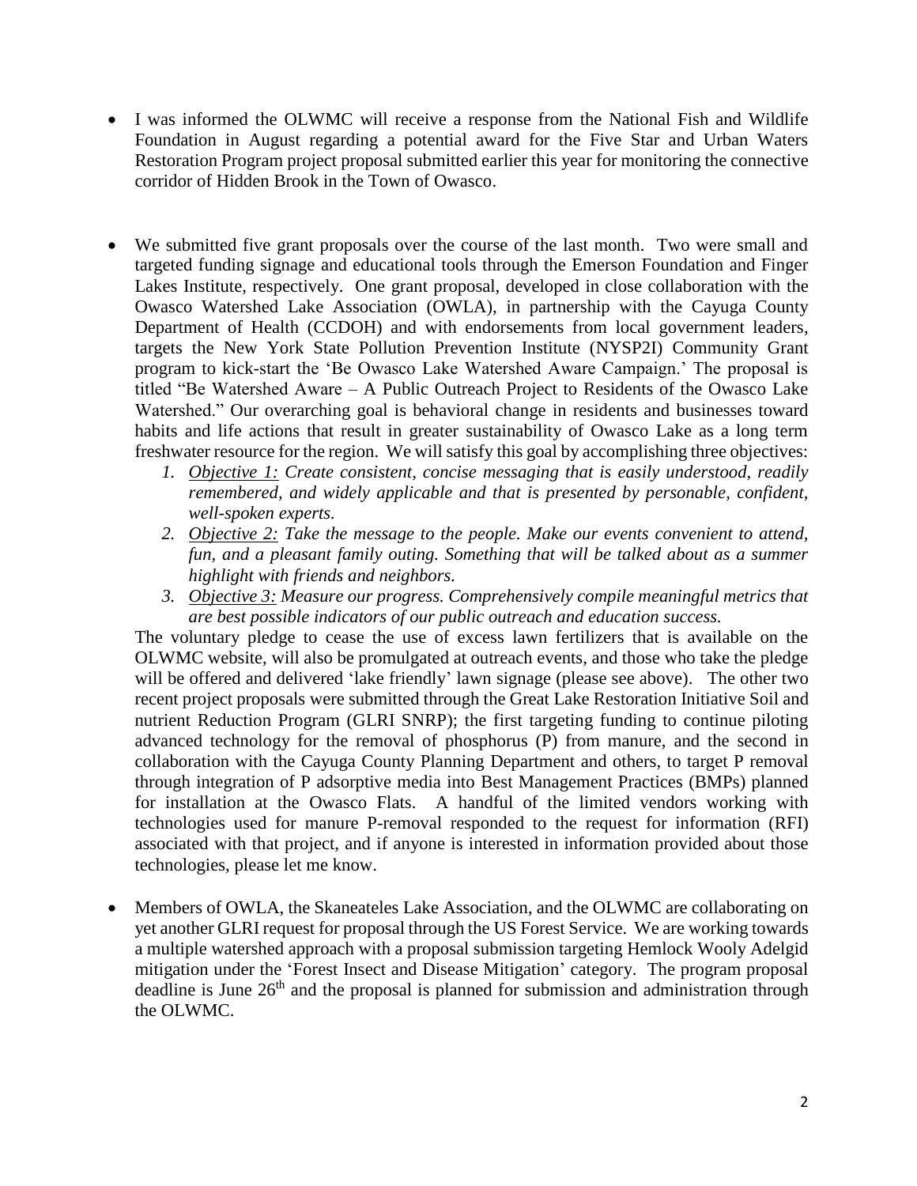- I was informed the OLWMC will receive a response from the National Fish and Wildlife Foundation in August regarding a potential award for the Five Star and Urban Waters Restoration Program project proposal submitted earlier this year for monitoring the connective corridor of Hidden Brook in the Town of Owasco.

- We submitted five grant proposals over the course of the last month. Two were small and targeted funding signage and educational tools through the Emerson Foundation and Finger Lakes Institute, respectively. One grant proposal, developed in close collaboration with the Owasco Watershed Lake Association (OWLA), in partnership with the Cayuga County Department of Health (CCDOH) and with endorsements from local government leaders, targets the New York State Pollution Prevention Institute (NYSP2I) Community Grant program to kick-start the 'Be Owasco Lake Watershed Aware Campaign.' The proposal is titled "Be Watershed Aware – A Public Outreach Project to Residents of the Owasco Lake Watershed." Our overarching goal is behavioral change in residents and businesses toward habits and life actions that result in greater sustainability of Owasco Lake as a long term freshwater resource for the region. We will satisfy this goal by accomplishing three objectives:
    1. *Objective 1: Create consistent, concise messaging that is easily understood, readily remembered, and widely applicable and that is presented by personable, confident, well-spoken experts.*
    2. *Objective 2: Take the message to the people. Make our events convenient to attend, fun, and a pleasant family outing. Something that will be talked about as a summer highlight with friends and neighbors.*
    3. *Objective 3: Measure our progress. Comprehensively compile meaningful metrics that are best possible indicators of our public outreach and education success.*

  The voluntary pledge to cease the use of excess lawn fertilizers that is available on the OLWMC website, will also be promulgated at outreach events, and those who take the pledge will be offered and delivered 'lake friendly' lawn signage (please see above). The other two recent project proposals were submitted through the Great Lake Restoration Initiative Soil and nutrient Reduction Program (GLRI SNRP); the first targeting funding to continue piloting advanced technology for the removal of phosphorus (P) from manure, and the second in collaboration with the Cayuga County Planning Department and others, to target P removal through integration of P adsorptive media into Best Management Practices (BMPs) planned for installation at the Owasco Flats. A handful of the limited vendors working with technologies used for manure P-removal responded to the request for information (RFI) associated with that project, and if anyone is interested in information provided about those technologies, please let me know.

- Members of OWLA, the Skaneateles Lake Association, and the OLWMC are collaborating on yet another GLRI request for proposal through the US Forest Service. We are working towards a multiple watershed approach with a proposal submission targeting Hemlock Wooly Adelgid mitigation under the 'Forest Insect and Disease Mitigation' category. The program proposal deadline is June 26th and the proposal is planned for submission and administration through the OLWMC.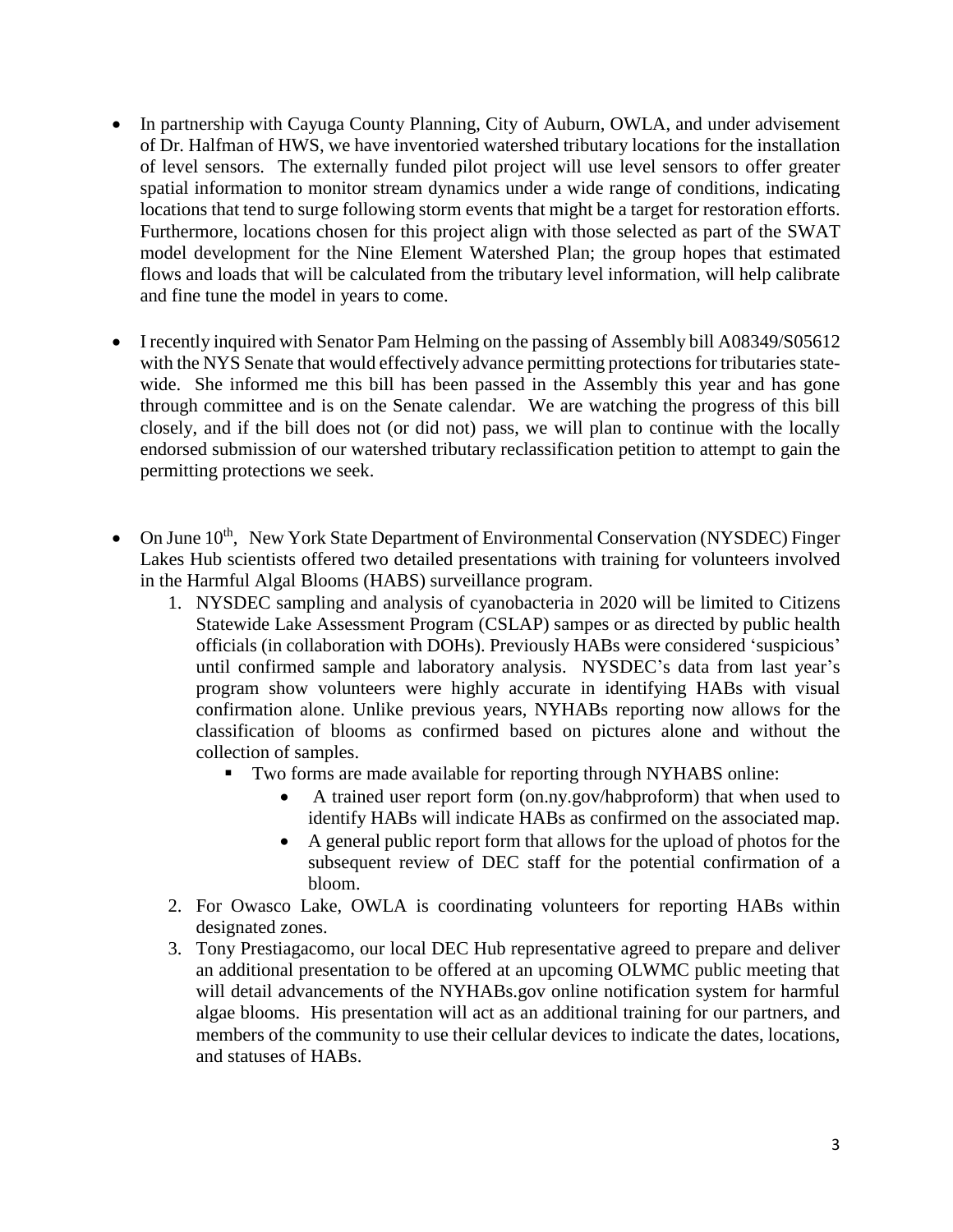- In partnership with Cayuga County Planning, City of Auburn, OWLA, and under advisement of Dr. Halfman of HWS, we have inventoried watershed tributary locations for the installation of level sensors. The externally funded pilot project will use level sensors to offer greater spatial information to monitor stream dynamics under a wide range of conditions, indicating locations that tend to surge following storm events that might be a target for restoration efforts. Furthermore, locations chosen for this project align with those selected as part of the SWAT model development for the Nine Element Watershed Plan; the group hopes that estimated flows and loads that will be calculated from the tributary level information, will help calibrate and fine tune the model in years to come.

- I recently inquired with Senator Pam Helming on the passing of Assembly bill A08349/S05612 with the NYS Senate that would effectively advance permitting protections for tributaries state-wide. She informed me this bill has been passed in the Assembly this year and has gone through committee and is on the Senate calendar. We are watching the progress of this bill closely, and if the bill does not (or did not) pass, we will plan to continue with the locally endorsed submission of our watershed tributary reclassification petition to attempt to gain the permitting protections we seek.

- On June 10th, New York State Department of Environmental Conservation (NYSDEC) Finger Lakes Hub scientists offered two detailed presentations with training for volunteers involved in the Harmful Algal Blooms (HABS) surveillance program.
    1. NYSDEC sampling and analysis of cyanobacteria in 2020 will be limited to Citizens Statewide Lake Assessment Program (CSLAP) sampes or as directed by public health officials (in collaboration with DOHs). Previously HABs were considered 'suspicious' until confirmed sample and laboratory analysis. NYSDEC's data from last year's program show volunteers were highly accurate in identifying HABs with visual confirmation alone. Unlike previous years, NYHABs reporting now allows for the classification of blooms as confirmed based on pictures alone and without the collection of samples.
        - Two forms are made available for reporting through NYHABS online:
            - A trained user report form (on.ny.gov/habproform) that when used to identify HABs will indicate HABs as confirmed on the associated map.
            - A general public report form that allows for the upload of photos for the subsequent review of DEC staff for the potential confirmation of a bloom.
    2. For Owasco Lake, OWLA is coordinating volunteers for reporting HABs within designated zones.
    3. Tony Prestiagacomo, our local DEC Hub representative agreed to prepare and deliver an additional presentation to be offered at an upcoming OLWMC public meeting that will detail advancements of the NYHABs.gov online notification system for harmful algae blooms. His presentation will act as an additional training for our partners, and members of the community to use their cellular devices to indicate the dates, locations, and statuses of HABs.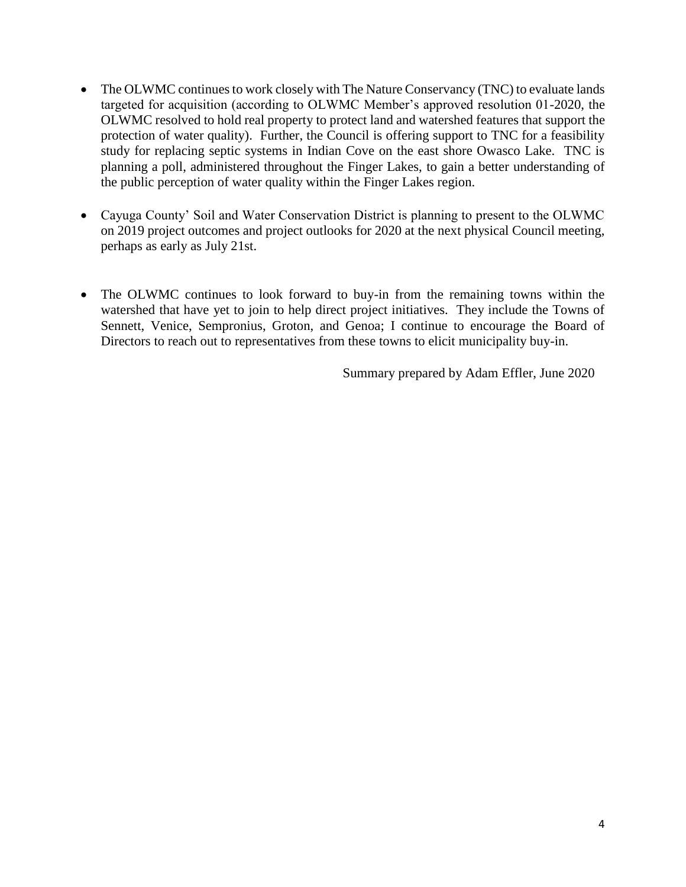- The OLWMC continues to work closely with The Nature Conservancy (TNC) to evaluate lands targeted for acquisition (according to OLWMC Member's approved resolution 01-2020, the OLWMC resolved to hold real property to protect land and watershed features that support the protection of water quality). Further, the Council is offering support to TNC for a feasibility study for replacing septic systems in Indian Cove on the east shore Owasco Lake. TNC is planning a poll, administered throughout the Finger Lakes, to gain a better understanding of the public perception of water quality within the Finger Lakes region.

- Cayuga County' Soil and Water Conservation District is planning to present to the OLWMC on 2019 project outcomes and project outlooks for 2020 at the next physical Council meeting, perhaps as early as July 21st.

- The OLWMC continues to look forward to buy-in from the remaining towns within the watershed that have yet to join to help direct project initiatives. They include the Towns of Sennett, Venice, Sempronius, Groton, and Genoa; I continue to encourage the Board of Directors to reach out to representatives from these towns to elicit municipality buy-in.

Summary prepared by Adam Effler, June 2020